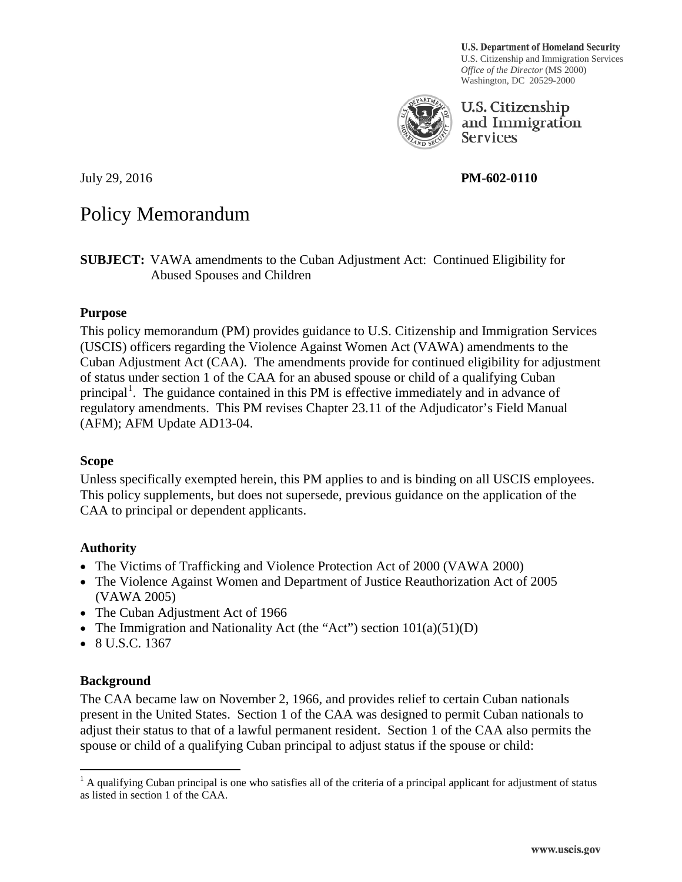**U.S. Department of Homeland Security**
U.S. Citizenship and Immigration Services
*Office of the Director* (MS 2000)
Washington, DC 20529-2000

U.S. Citizenship and Immigration Services

July 29, 2016 **PM-602-0110**

# Policy Memorandum

**SUBJECT:** VAWA amendments to the Cuban Adjustment Act: Continued Eligibility for Abused Spouses and Children

### Purpose

This policy memorandum (PM) provides guidance to U.S. Citizenship and Immigration Services (USCIS) officers regarding the Violence Against Women Act (VAWA) amendments to the Cuban Adjustment Act (CAA). The amendments provide for continued eligibility for adjustment of status under section 1 of the CAA for an abused spouse or child of a qualifying Cuban principal[1]. The guidance contained in this PM is effective immediately and in advance of regulatory amendments. This PM revises Chapter 23.11 of the Adjudicator's Field Manual (AFM); AFM Update AD13-04.

### Scope

Unless specifically exempted herein, this PM applies to and is binding on all USCIS employees. This policy supplements, but does not supersede, previous guidance on the application of the CAA to principal or dependent applicants.

### Authority

- The Victims of Trafficking and Violence Protection Act of 2000 (VAWA 2000)
- The Violence Against Women and Department of Justice Reauthorization Act of 2005 (VAWA 2005)
- The Cuban Adjustment Act of 1966
- The Immigration and Nationality Act (the "Act") section 101(a)(51)(D)
- 8 U.S.C. 1367

### Background

The CAA became law on November 2, 1966, and provides relief to certain Cuban nationals present in the United States. Section 1 of the CAA was designed to permit Cuban nationals to adjust their status to that of a lawful permanent resident. Section 1 of the CAA also permits the spouse or child of a qualifying Cuban principal to adjust status if the spouse or child:

[1] A qualifying Cuban principal is one who satisfies all of the criteria of a principal applicant for adjustment of status as listed in section 1 of the CAA.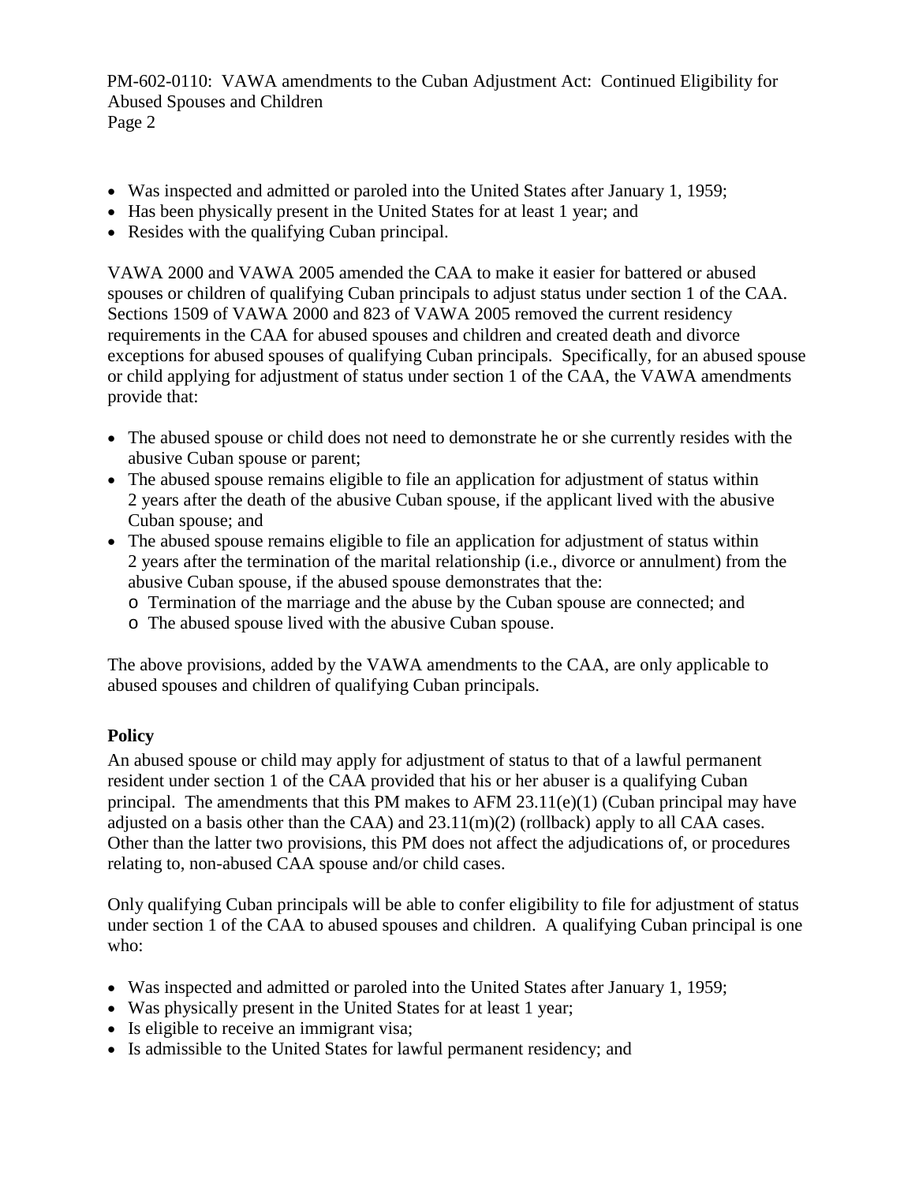- Was inspected and admitted or paroled into the United States after January 1, 1959;
- Has been physically present in the United States for at least 1 year; and
- Resides with the qualifying Cuban principal.

VAWA 2000 and VAWA 2005 amended the CAA to make it easier for battered or abused spouses or children of qualifying Cuban principals to adjust status under section 1 of the CAA. Sections 1509 of VAWA 2000 and 823 of VAWA 2005 removed the current residency requirements in the CAA for abused spouses and children and created death and divorce exceptions for abused spouses of qualifying Cuban principals. Specifically, for an abused spouse or child applying for adjustment of status under section 1 of the CAA, the VAWA amendments provide that:

- The abused spouse or child does not need to demonstrate he or she currently resides with the abusive Cuban spouse or parent;
- The abused spouse remains eligible to file an application for adjustment of status within 2 years after the death of the abusive Cuban spouse, if the applicant lived with the abusive Cuban spouse; and
- The abused spouse remains eligible to file an application for adjustment of status within 2 years after the termination of the marital relationship (i.e., divorce or annulment) from the abusive Cuban spouse, if the abused spouse demonstrates that the:
  - Termination of the marriage and the abuse by the Cuban spouse are connected; and
  - The abused spouse lived with the abusive Cuban spouse.

The above provisions, added by the VAWA amendments to the CAA, are only applicable to abused spouses and children of qualifying Cuban principals.

**Policy**

An abused spouse or child may apply for adjustment of status to that of a lawful permanent resident under section 1 of the CAA provided that his or her abuser is a qualifying Cuban principal. The amendments that this PM makes to AFM 23.11(e)(1) (Cuban principal may have adjusted on a basis other than the CAA) and 23.11(m)(2) (rollback) apply to all CAA cases. Other than the latter two provisions, this PM does not affect the adjudications of, or procedures relating to, non-abused CAA spouse and/or child cases.

Only qualifying Cuban principals will be able to confer eligibility to file for adjustment of status under section 1 of the CAA to abused spouses and children. A qualifying Cuban principal is one who:

- Was inspected and admitted or paroled into the United States after January 1, 1959;
- Was physically present in the United States for at least 1 year;
- Is eligible to receive an immigrant visa;
- Is admissible to the United States for lawful permanent residency; and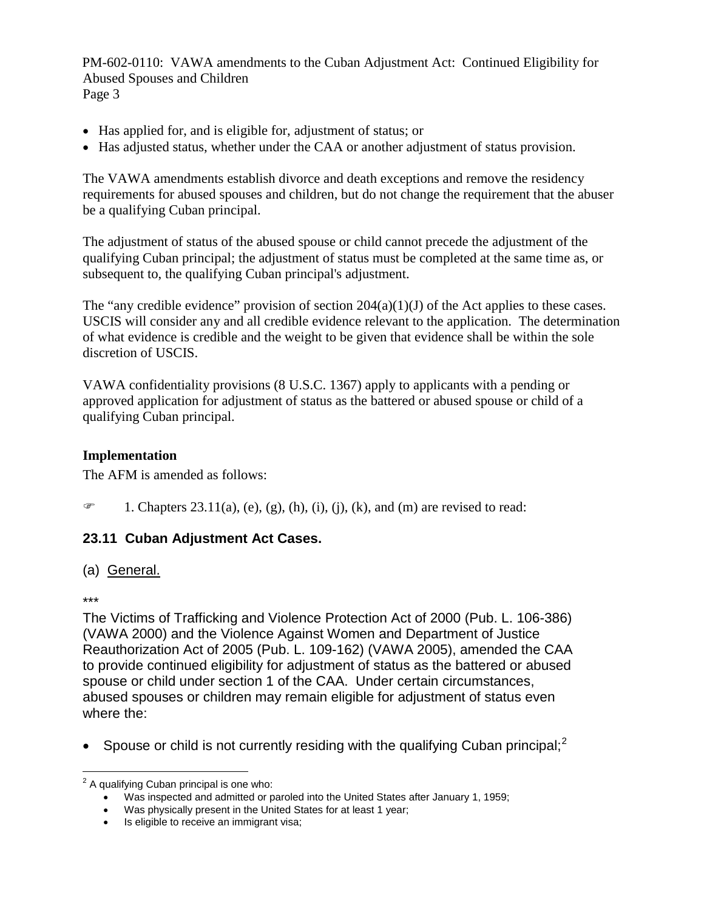- Has applied for, and is eligible for, adjustment of status; or
- Has adjusted status, whether under the CAA or another adjustment of status provision.

The VAWA amendments establish divorce and death exceptions and remove the residency requirements for abused spouses and children, but do not change the requirement that the abuser be a qualifying Cuban principal.

The adjustment of status of the abused spouse or child cannot precede the adjustment of the qualifying Cuban principal; the adjustment of status must be completed at the same time as, or subsequent to, the qualifying Cuban principal's adjustment.

The "any credible evidence" provision of section 204(a)(1)(J) of the Act applies to these cases. USCIS will consider any and all credible evidence relevant to the application. The determination of what evidence is credible and the weight to be given that evidence shall be within the sole discretion of USCIS.

VAWA confidentiality provisions (8 U.S.C. 1367) apply to applicants with a pending or approved application for adjustment of status as the battered or abused spouse or child of a qualifying Cuban principal.

**Implementation**

The AFM is amended as follows:

☞ 1. Chapters 23.11(a), (e), (g), (h), (i), (j), (k), and (m) are revised to read:

## 23.11 Cuban Adjustment Act Cases.

(a) General.

\*\*\*

The Victims of Trafficking and Violence Protection Act of 2000 (Pub. L. 106-386) (VAWA 2000) and the Violence Against Women and Department of Justice Reauthorization Act of 2005 (Pub. L. 109-162) (VAWA 2005), amended the CAA to provide continued eligibility for adjustment of status as the battered or abused spouse or child under section 1 of the CAA. Under certain circumstances, abused spouses or children may remain eligible for adjustment of status even where the:

- Spouse or child is not currently residing with the qualifying Cuban principal;[2]

---

[2] A qualifying Cuban principal is one who:

- Was inspected and admitted or paroled into the United States after January 1, 1959;
- Was physically present in the United States for at least 1 year;
- Is eligible to receive an immigrant visa;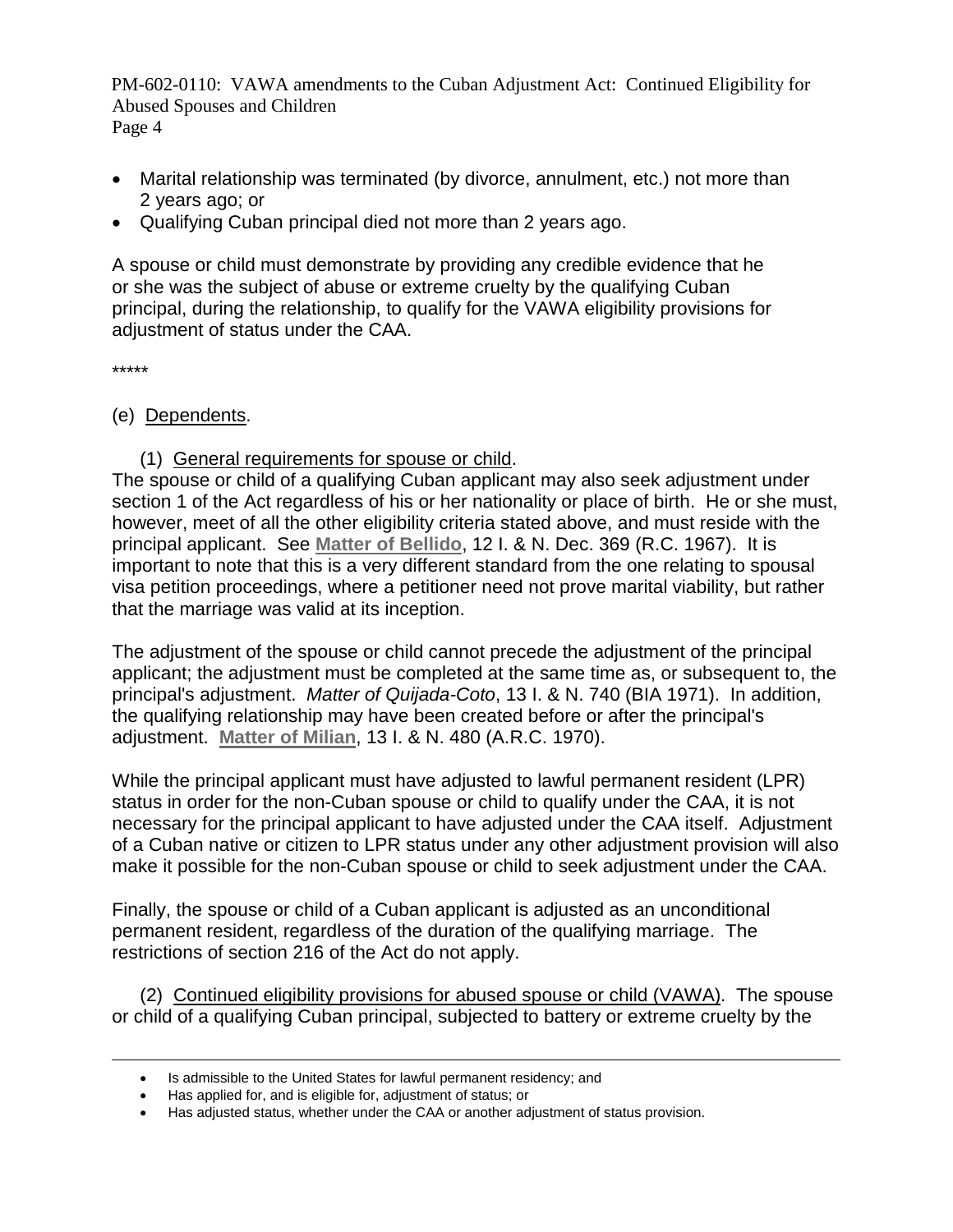- Marital relationship was terminated (by divorce, annulment, etc.) not more than 2 years ago; or
- Qualifying Cuban principal died not more than 2 years ago.

A spouse or child must demonstrate by providing any credible evidence that he or she was the subject of abuse or extreme cruelty by the qualifying Cuban principal, during the relationship, to qualify for the VAWA eligibility provisions for adjustment of status under the CAA.

*****

(e) Dependents.

(1) General requirements for spouse or child.
The spouse or child of a qualifying Cuban applicant may also seek adjustment under section 1 of the Act regardless of his or her nationality or place of birth. He or she must, however, meet of all the other eligibility criteria stated above, and must reside with the principal applicant. See **Matter of Bellido**, 12 I. & N. Dec. 369 (R.C. 1967). It is important to note that this is a very different standard from the one relating to spousal visa petition proceedings, where a petitioner need not prove marital viability, but rather that the marriage was valid at its inception.

The adjustment of the spouse or child cannot precede the adjustment of the principal applicant; the adjustment must be completed at the same time as, or subsequent to, the principal's adjustment. *Matter of Quijada-Coto*, 13 I. & N. 740 (BIA 1971). In addition, the qualifying relationship may have been created before or after the principal's adjustment. **Matter of Milian**, 13 I. & N. 480 (A.R.C. 1970).

While the principal applicant must have adjusted to lawful permanent resident (LPR) status in order for the non-Cuban spouse or child to qualify under the CAA, it is not necessary for the principal applicant to have adjusted under the CAA itself. Adjustment of a Cuban native or citizen to LPR status under any other adjustment provision will also make it possible for the non-Cuban spouse or child to seek adjustment under the CAA.

Finally, the spouse or child of a Cuban applicant is adjusted as an unconditional permanent resident, regardless of the duration of the qualifying marriage. The restrictions of section 216 of the Act do not apply.

(2) Continued eligibility provisions for abused spouse or child (VAWA). The spouse or child of a qualifying Cuban principal, subjected to battery or extreme cruelty by the

---

- Is admissible to the United States for lawful permanent residency; and
- Has applied for, and is eligible for, adjustment of status; or
- Has adjusted status, whether under the CAA or another adjustment of status provision.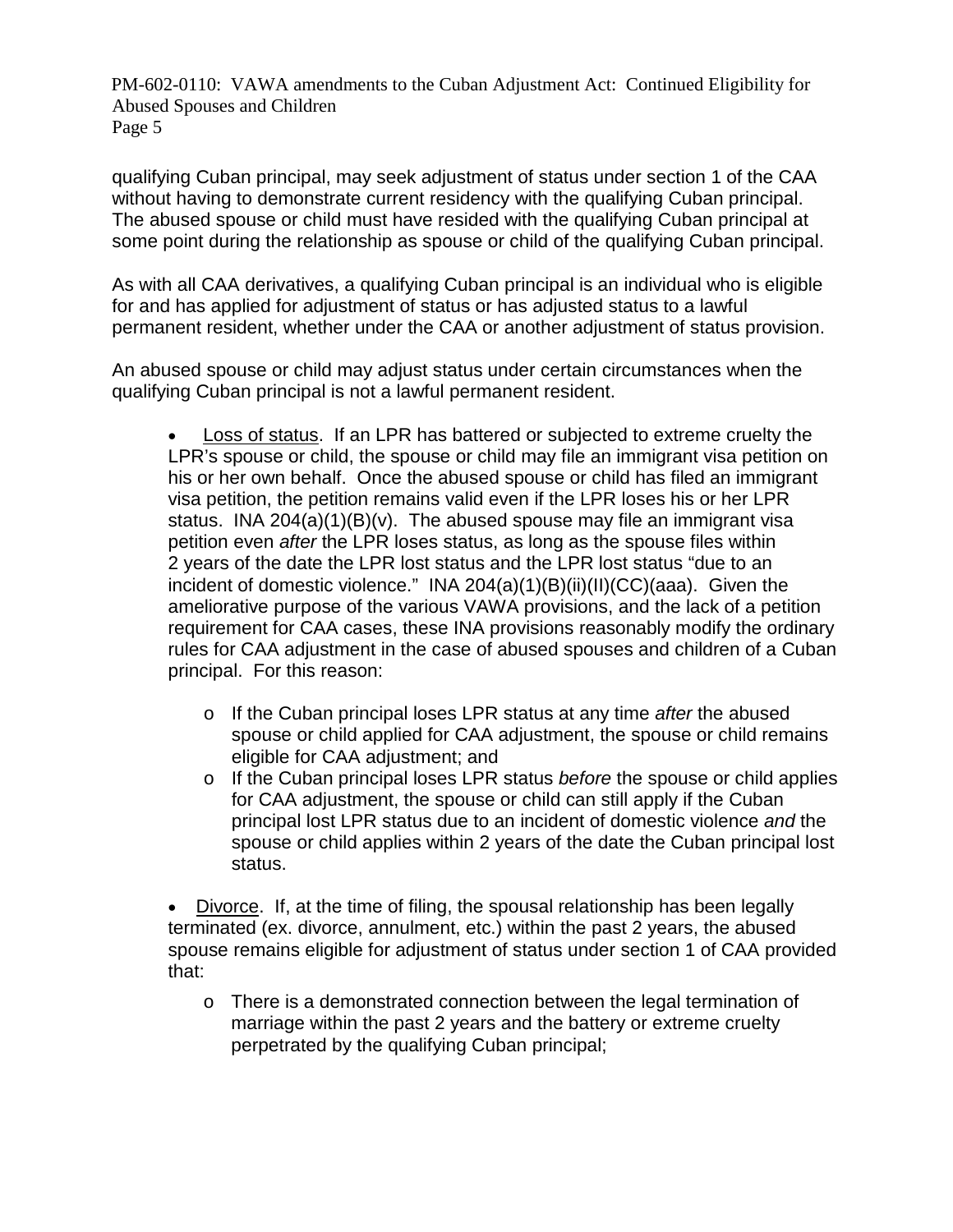qualifying Cuban principal, may seek adjustment of status under section 1 of the CAA without having to demonstrate current residency with the qualifying Cuban principal. The abused spouse or child must have resided with the qualifying Cuban principal at some point during the relationship as spouse or child of the qualifying Cuban principal.

As with all CAA derivatives, a qualifying Cuban principal is an individual who is eligible for and has applied for adjustment of status or has adjusted status to a lawful permanent resident, whether under the CAA or another adjustment of status provision.

An abused spouse or child may adjust status under certain circumstances when the qualifying Cuban principal is not a lawful permanent resident.

- Loss of status. If an LPR has battered or subjected to extreme cruelty the LPR's spouse or child, the spouse or child may file an immigrant visa petition on his or her own behalf. Once the abused spouse or child has filed an immigrant visa petition, the petition remains valid even if the LPR loses his or her LPR status. INA 204(a)(1)(B)(v). The abused spouse may file an immigrant visa petition even *after* the LPR loses status, as long as the spouse files within 2 years of the date the LPR lost status and the LPR lost status "due to an incident of domestic violence." INA 204(a)(1)(B)(ii)(II)(CC)(aaa). Given the ameliorative purpose of the various VAWA provisions, and the lack of a petition requirement for CAA cases, these INA provisions reasonably modify the ordinary rules for CAA adjustment in the case of abused spouses and children of a Cuban principal. For this reason:
  - If the Cuban principal loses LPR status at any time *after* the abused spouse or child applied for CAA adjustment, the spouse or child remains eligible for CAA adjustment; and
  - If the Cuban principal loses LPR status *before* the spouse or child applies for CAA adjustment, the spouse or child can still apply if the Cuban principal lost LPR status due to an incident of domestic violence *and* the spouse or child applies within 2 years of the date the Cuban principal lost status.

- Divorce. If, at the time of filing, the spousal relationship has been legally terminated (ex. divorce, annulment, etc.) within the past 2 years, the abused spouse remains eligible for adjustment of status under section 1 of CAA provided that:
  - There is a demonstrated connection between the legal termination of marriage within the past 2 years and the battery or extreme cruelty perpetrated by the qualifying Cuban principal;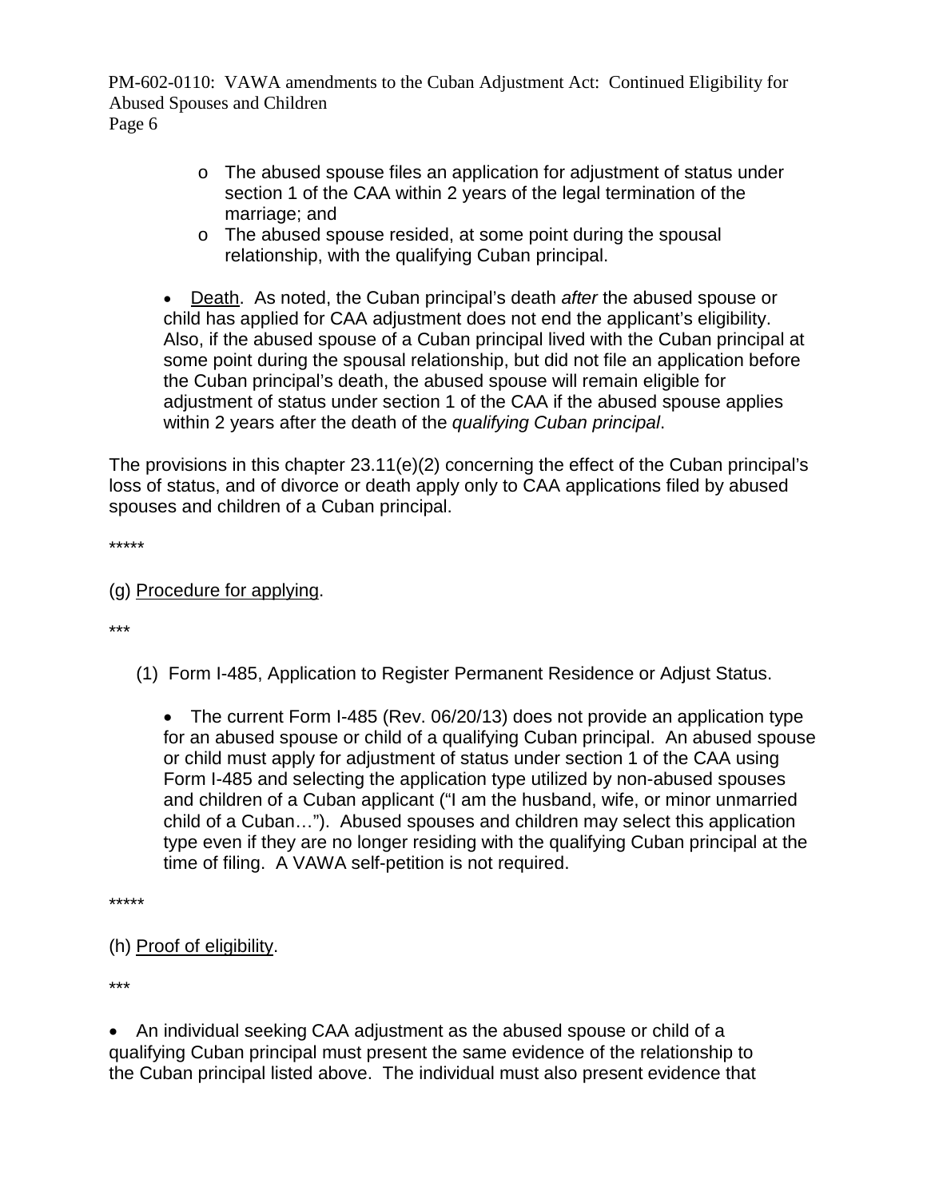- The abused spouse files an application for adjustment of status under section 1 of the CAA within 2 years of the legal termination of the marriage; and
- The abused spouse resided, at some point during the spousal relationship, with the qualifying Cuban principal.

- Death. As noted, the Cuban principal's death *after* the abused spouse or child has applied for CAA adjustment does not end the applicant's eligibility. Also, if the abused spouse of a Cuban principal lived with the Cuban principal at some point during the spousal relationship, but did not file an application before the Cuban principal's death, the abused spouse will remain eligible for adjustment of status under section 1 of the CAA if the abused spouse applies within 2 years after the death of the *qualifying Cuban principal*.

The provisions in this chapter 23.11(e)(2) concerning the effect of the Cuban principal's loss of status, and of divorce or death apply only to CAA applications filed by abused spouses and children of a Cuban principal.

*****

(g) Procedure for applying.

***

(1) Form I-485, Application to Register Permanent Residence or Adjust Status.

- The current Form I-485 (Rev. 06/20/13) does not provide an application type for an abused spouse or child of a qualifying Cuban principal. An abused spouse or child must apply for adjustment of status under section 1 of the CAA using Form I-485 and selecting the application type utilized by non-abused spouses and children of a Cuban applicant ("I am the husband, wife, or minor unmarried child of a Cuban…"). Abused spouses and children may select this application type even if they are no longer residing with the qualifying Cuban principal at the time of filing. A VAWA self-petition is not required.

*****

(h) Proof of eligibility.

***

- An individual seeking CAA adjustment as the abused spouse or child of a qualifying Cuban principal must present the same evidence of the relationship to the Cuban principal listed above. The individual must also present evidence that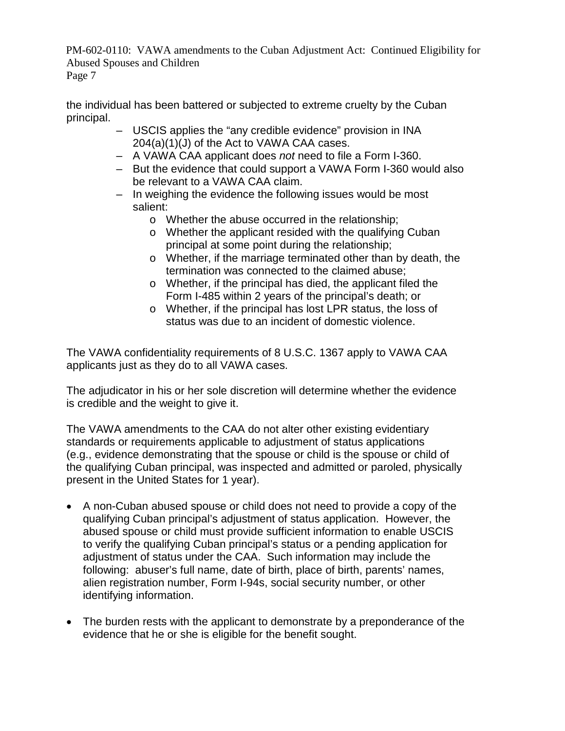the individual has been battered or subjected to extreme cruelty by the Cuban principal.

- USCIS applies the "any credible evidence" provision in INA 204(a)(1)(J) of the Act to VAWA CAA cases.
- A VAWA CAA applicant does *not* need to file a Form I-360.
- But the evidence that could support a VAWA Form I-360 would also be relevant to a VAWA CAA claim.
- In weighing the evidence the following issues would be most salient:
  - Whether the abuse occurred in the relationship;
  - Whether the applicant resided with the qualifying Cuban principal at some point during the relationship;
  - Whether, if the marriage terminated other than by death, the termination was connected to the claimed abuse;
  - Whether, if the principal has died, the applicant filed the Form I-485 within 2 years of the principal's death; or
  - Whether, if the principal has lost LPR status, the loss of status was due to an incident of domestic violence.

The VAWA confidentiality requirements of 8 U.S.C. 1367 apply to VAWA CAA applicants just as they do to all VAWA cases.

The adjudicator in his or her sole discretion will determine whether the evidence is credible and the weight to give it.

The VAWA amendments to the CAA do not alter other existing evidentiary standards or requirements applicable to adjustment of status applications (e.g., evidence demonstrating that the spouse or child is the spouse or child of the qualifying Cuban principal, was inspected and admitted or paroled, physically present in the United States for 1 year).

- A non-Cuban abused spouse or child does not need to provide a copy of the qualifying Cuban principal's adjustment of status application. However, the abused spouse or child must provide sufficient information to enable USCIS to verify the qualifying Cuban principal's status or a pending application for adjustment of status under the CAA. Such information may include the following: abuser's full name, date of birth, place of birth, parents' names, alien registration number, Form I-94s, social security number, or other identifying information.

- The burden rests with the applicant to demonstrate by a preponderance of the evidence that he or she is eligible for the benefit sought.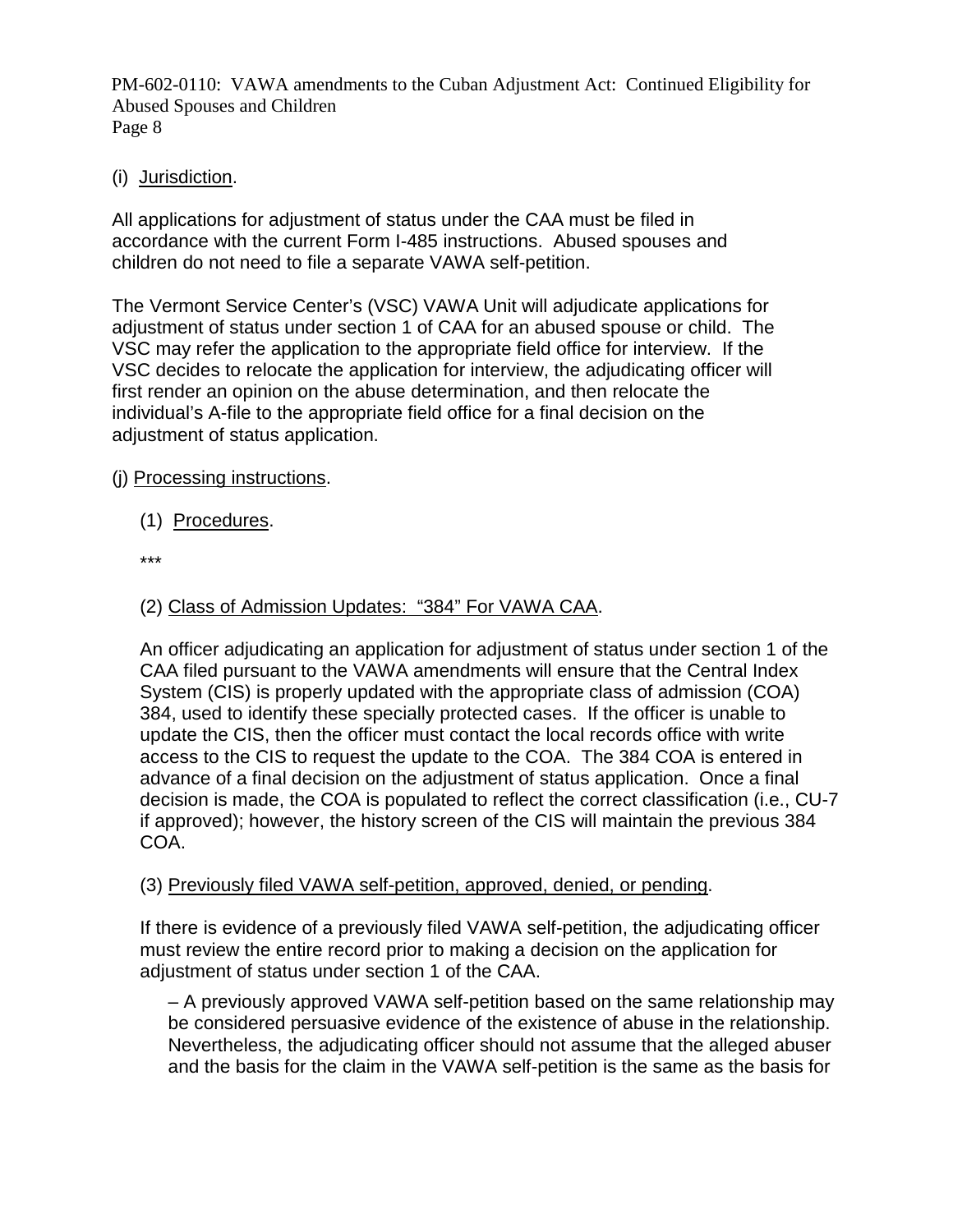(i) Jurisdiction.

All applications for adjustment of status under the CAA must be filed in accordance with the current Form I-485 instructions. Abused spouses and children do not need to file a separate VAWA self-petition.

The Vermont Service Center's (VSC) VAWA Unit will adjudicate applications for adjustment of status under section 1 of CAA for an abused spouse or child. The VSC may refer the application to the appropriate field office for interview. If the VSC decides to relocate the application for interview, the adjudicating officer will first render an opinion on the abuse determination, and then relocate the individual's A-file to the appropriate field office for a final decision on the adjustment of status application.

(j) Processing instructions.

(1) Procedures.

***

(2) Class of Admission Updates: "384" For VAWA CAA.

An officer adjudicating an application for adjustment of status under section 1 of the CAA filed pursuant to the VAWA amendments will ensure that the Central Index System (CIS) is properly updated with the appropriate class of admission (COA) 384, used to identify these specially protected cases. If the officer is unable to update the CIS, then the officer must contact the local records office with write access to the CIS to request the update to the COA. The 384 COA is entered in advance of a final decision on the adjustment of status application. Once a final decision is made, the COA is populated to reflect the correct classification (i.e., CU-7 if approved); however, the history screen of the CIS will maintain the previous 384 COA.

(3) Previously filed VAWA self-petition, approved, denied, or pending.

If there is evidence of a previously filed VAWA self-petition, the adjudicating officer must review the entire record prior to making a decision on the application for adjustment of status under section 1 of the CAA.

– A previously approved VAWA self-petition based on the same relationship may be considered persuasive evidence of the existence of abuse in the relationship. Nevertheless, the adjudicating officer should not assume that the alleged abuser and the basis for the claim in the VAWA self-petition is the same as the basis for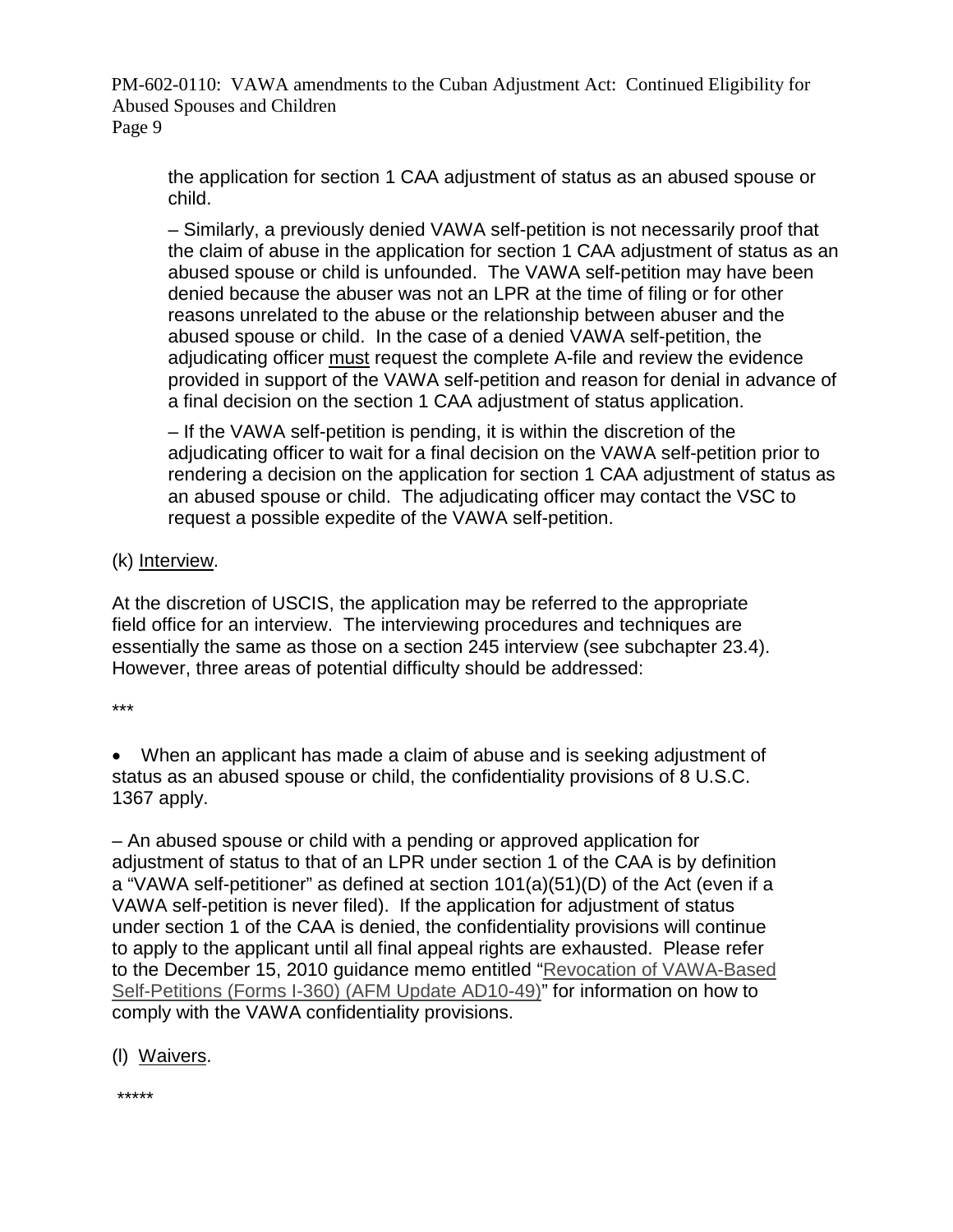the application for section 1 CAA adjustment of status as an abused spouse or child.

– Similarly, a previously denied VAWA self-petition is not necessarily proof that the claim of abuse in the application for section 1 CAA adjustment of status as an abused spouse or child is unfounded. The VAWA self-petition may have been denied because the abuser was not an LPR at the time of filing or for other reasons unrelated to the abuse or the relationship between abuser and the abused spouse or child. In the case of a denied VAWA self-petition, the adjudicating officer <u>must</u> request the complete A-file and review the evidence provided in support of the VAWA self-petition and reason for denial in advance of a final decision on the section 1 CAA adjustment of status application.

– If the VAWA self-petition is pending, it is within the discretion of the adjudicating officer to wait for a final decision on the VAWA self-petition prior to rendering a decision on the application for section 1 CAA adjustment of status as an abused spouse or child. The adjudicating officer may contact the VSC to request a possible expedite of the VAWA self-petition.

(k) <u>Interview</u>.

At the discretion of USCIS, the application may be referred to the appropriate field office for an interview. The interviewing procedures and techniques are essentially the same as those on a section 245 interview (see subchapter 23.4). However, three areas of potential difficulty should be addressed:

***

- When an applicant has made a claim of abuse and is seeking adjustment of status as an abused spouse or child, the confidentiality provisions of 8 U.S.C. 1367 apply.

– An abused spouse or child with a pending or approved application for adjustment of status to that of an LPR under section 1 of the CAA is by definition a "VAWA self-petitioner" as defined at section 101(a)(51)(D) of the Act (even if a VAWA self-petition is never filed). If the application for adjustment of status under section 1 of the CAA is denied, the confidentiality provisions will continue to apply to the applicant until all final appeal rights are exhausted. Please refer to the December 15, 2010 guidance memo entitled "Revocation of VAWA-Based Self-Petitions (Forms I-360) (AFM Update AD10-49)" for information on how to comply with the VAWA confidentiality provisions.

(l) <u>Waivers</u>.

*****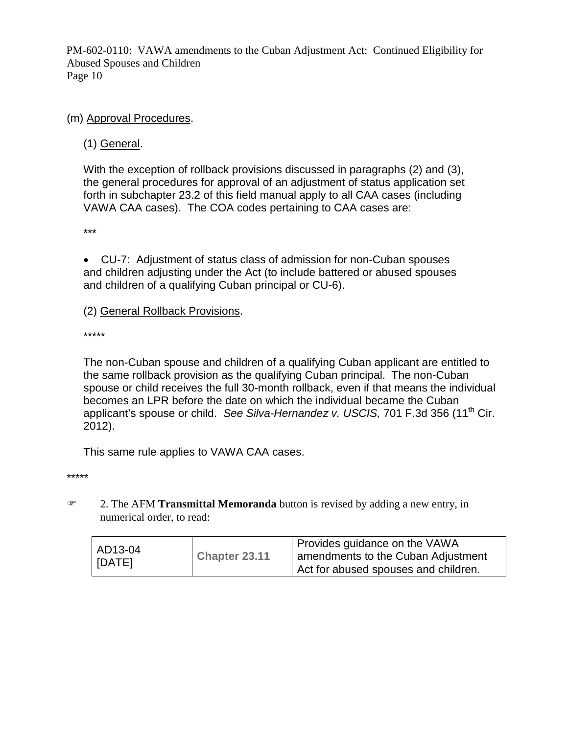(m) Approval Procedures.

(1) General.

With the exception of rollback provisions discussed in paragraphs (2) and (3), the general procedures for approval of an adjustment of status application set forth in subchapter 23.2 of this field manual apply to all CAA cases (including VAWA CAA cases). The COA codes pertaining to CAA cases are:

***

- CU-7: Adjustment of status class of admission for non-Cuban spouses and children adjusting under the Act (to include battered or abused spouses and children of a qualifying Cuban principal or CU-6).

(2) General Rollback Provisions.

*****

The non-Cuban spouse and children of a qualifying Cuban applicant are entitled to the same rollback provision as the qualifying Cuban principal. The non-Cuban spouse or child receives the full 30-month rollback, even if that means the individual becomes an LPR before the date on which the individual became the Cuban applicant's spouse or child. *See Silva-Hernandez v. USCIS,* 701 F.3d 356 (11th Cir. 2012).

This same rule applies to VAWA CAA cases.

*****

☞ 2. The AFM **Transmittal Memoranda** button is revised by adding a new entry, in numerical order, to read:

| AD13-04 [DATE] | **Chapter 23.11** | Provides guidance on the VAWA amendments to the Cuban Adjustment Act for abused spouses and children. |
|---|---|---|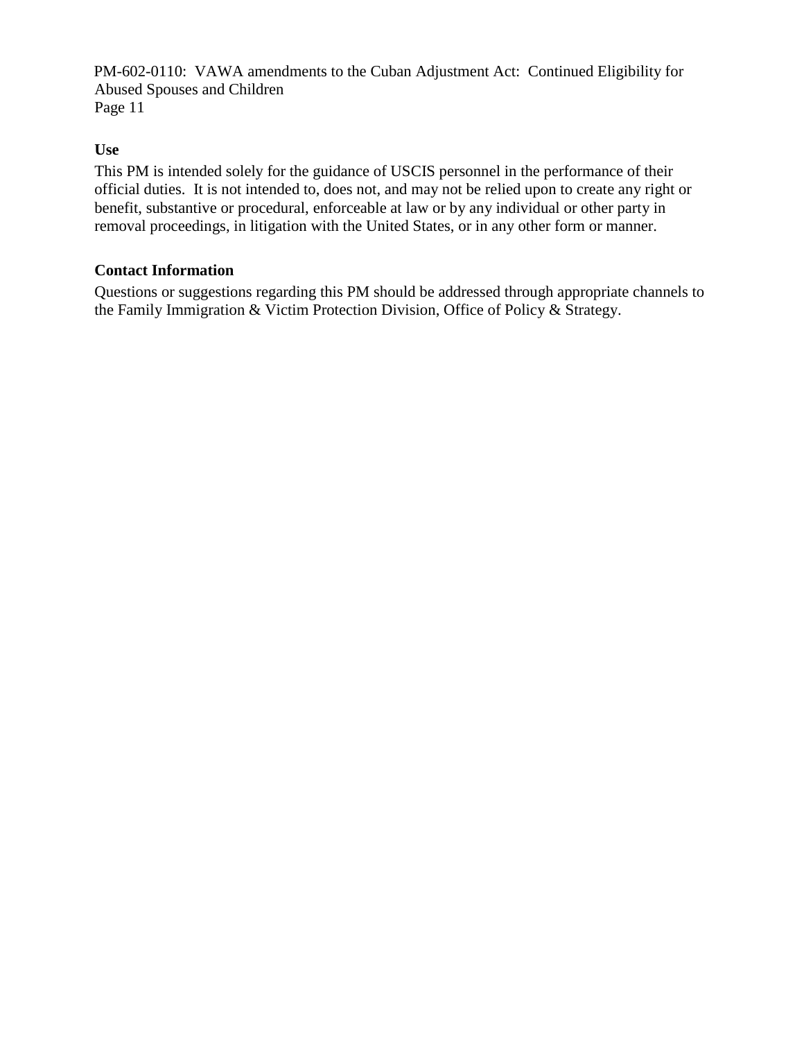**Use**

This PM is intended solely for the guidance of USCIS personnel in the performance of their official duties. It is not intended to, does not, and may not be relied upon to create any right or benefit, substantive or procedural, enforceable at law or by any individual or other party in removal proceedings, in litigation with the United States, or in any other form or manner.

**Contact Information**

Questions or suggestions regarding this PM should be addressed through appropriate channels to the Family Immigration & Victim Protection Division, Office of Policy & Strategy.